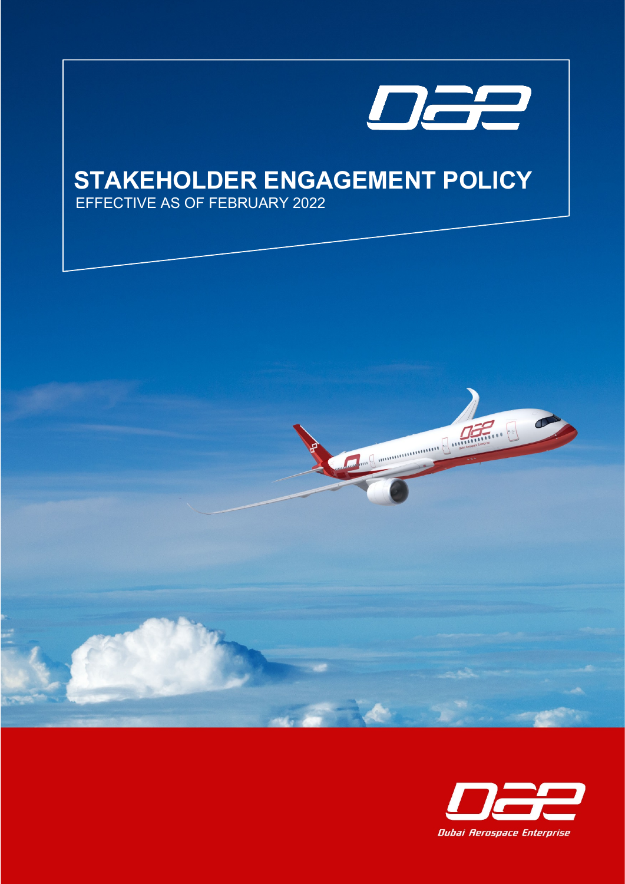# STAKEHOLDER ENGAGEMENT POLICY

EFFECTIVE AS OF FEBRUARY 2022

Dubai Aerospace Enterprise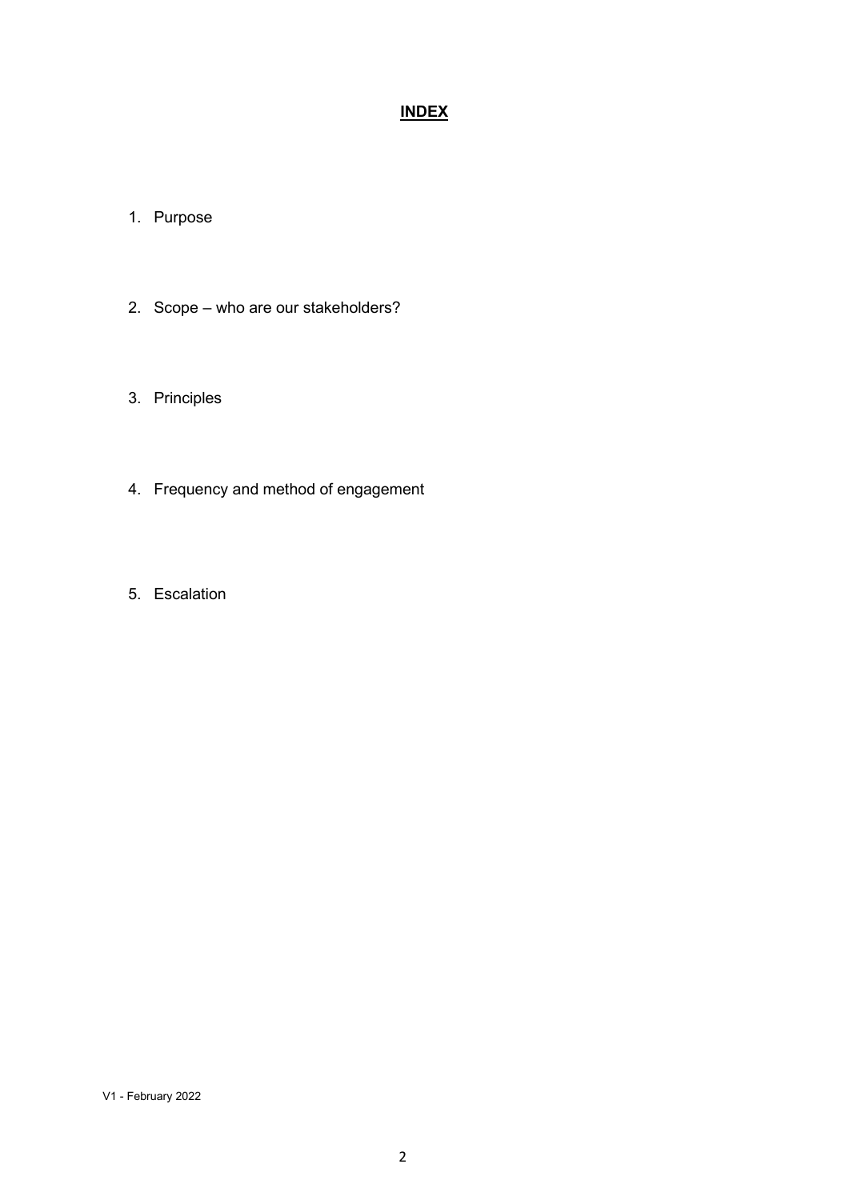# INDEX

1. Purpose
2. Scope – who are our stakeholders?
3. Principles
4. Frequency and method of engagement
5. Escalation

V1 - February 2022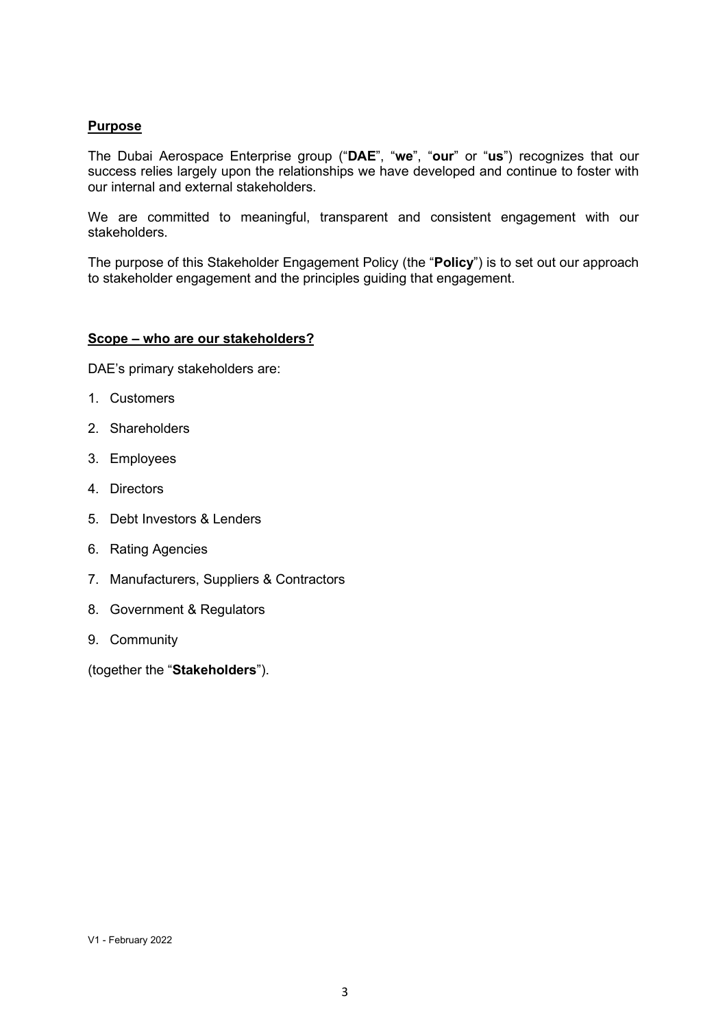## Purpose

The Dubai Aerospace Enterprise group ("**DAE**", "**we**", "**our**" or "**us**") recognizes that our success relies largely upon the relationships we have developed and continue to foster with our internal and external stakeholders.

We are committed to meaningful, transparent and consistent engagement with our stakeholders.

The purpose of this Stakeholder Engagement Policy (the "**Policy**") is to set out our approach to stakeholder engagement and the principles guiding that engagement.

## Scope – who are our stakeholders?

DAE's primary stakeholders are:

1. Customers
2. Shareholders
3. Employees
4. Directors
5. Debt Investors & Lenders
6. Rating Agencies
7. Manufacturers, Suppliers & Contractors
8. Government & Regulators
9. Community

(together the "**Stakeholders**").

V1 - February 2022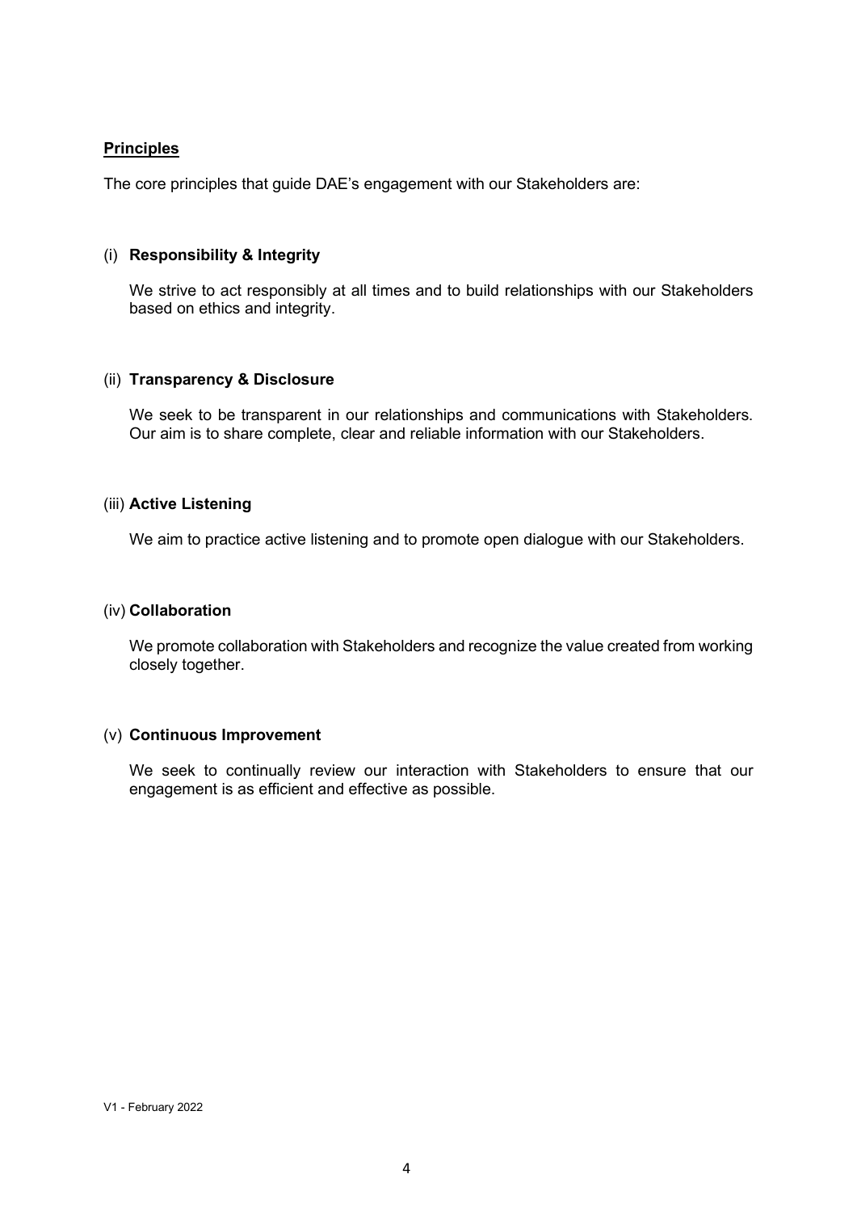## Principles

The core principles that guide DAE's engagement with our Stakeholders are:

(i) **Responsibility & Integrity**

We strive to act responsibly at all times and to build relationships with our Stakeholders based on ethics and integrity.

(ii) **Transparency & Disclosure**

We seek to be transparent in our relationships and communications with Stakeholders. Our aim is to share complete, clear and reliable information with our Stakeholders.

(iii) **Active Listening**

We aim to practice active listening and to promote open dialogue with our Stakeholders.

(iv) **Collaboration**

We promote collaboration with Stakeholders and recognize the value created from working closely together.

(v) **Continuous Improvement**

We seek to continually review our interaction with Stakeholders to ensure that our engagement is as efficient and effective as possible.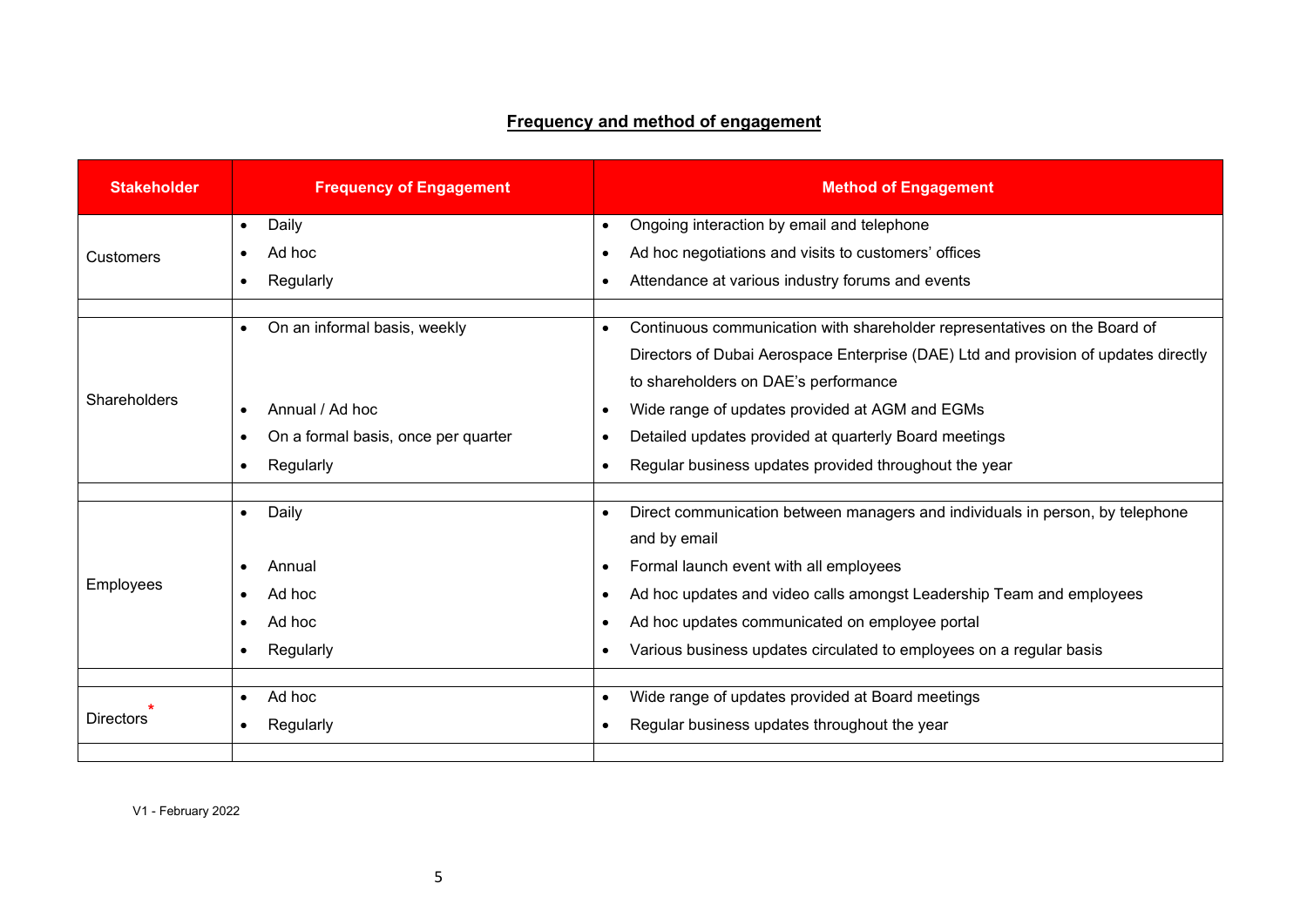## Frequency and method of engagement

| Stakeholder | Frequency of Engagement | Method of Engagement |
|---|---|---|
| Customers | • Daily<br>• Ad hoc<br>• Regularly | • Ongoing interaction by email and telephone<br>• Ad hoc negotiations and visits to customers' offices<br>• Attendance at various industry forums and events |
| Shareholders | • On an informal basis, weekly<br>• Annual / Ad hoc<br>• On a formal basis, once per quarter<br>• Regularly | • Continuous communication with shareholder representatives on the Board of Directors of Dubai Aerospace Enterprise (DAE) Ltd and provision of updates directly to shareholders on DAE's performance<br>• Wide range of updates provided at AGM and EGMs<br>• Detailed updates provided at quarterly Board meetings<br>• Regular business updates provided throughout the year |
| Employees | • Daily<br>• Annual<br>• Ad hoc<br>• Ad hoc<br>• Regularly | • Direct communication between managers and individuals in person, by telephone and by email<br>• Formal launch event with all employees<br>• Ad hoc updates and video calls amongst Leadership Team and employees<br>• Ad hoc updates communicated on employee portal<br>• Various business updates circulated to employees on a regular basis |
| Directors* | • Ad hoc<br>• Regularly | • Wide range of updates provided at Board meetings<br>• Regular business updates throughout the year |

V1 - February 2022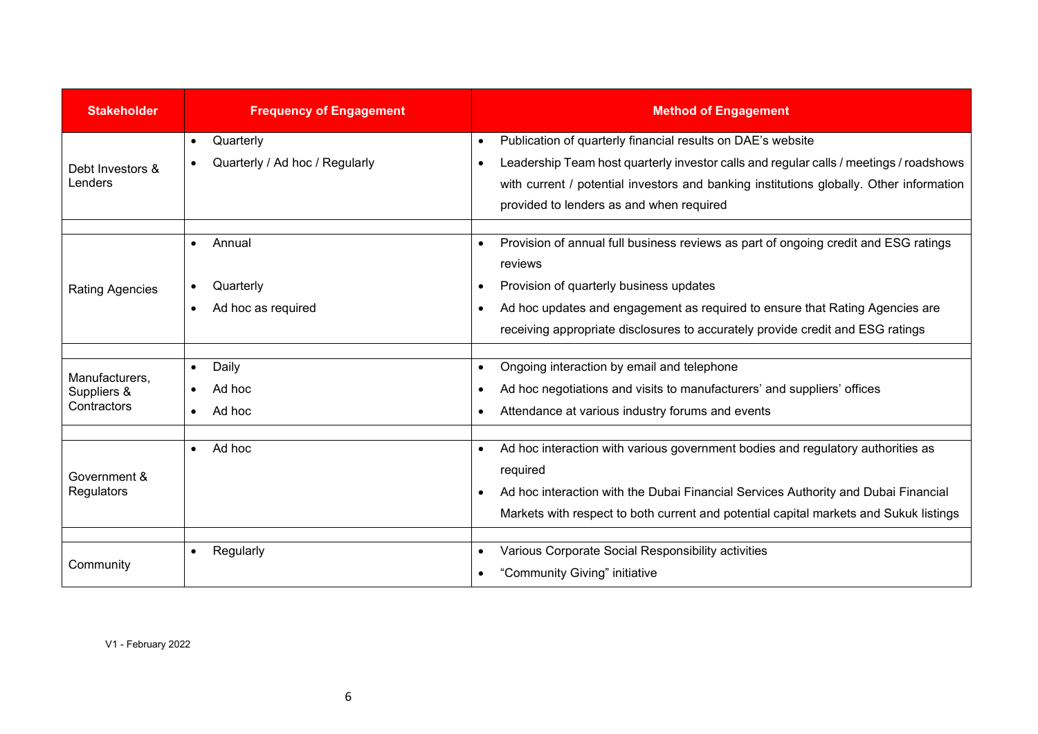| Stakeholder | Frequency of Engagement | Method of Engagement |
|---|---|---|
| Debt Investors & Lenders | • Quarterly<br>• Quarterly / Ad hoc / Regularly | • Publication of quarterly financial results on DAE's website<br>• Leadership Team host quarterly investor calls and regular calls / meetings / roadshows with current / potential investors and banking institutions globally. Other information provided to lenders as and when required |
| | | |
| Rating Agencies | • Annual<br>• Quarterly<br>• Ad hoc as required | • Provision of annual full business reviews as part of ongoing credit and ESG ratings reviews<br>• Provision of quarterly business updates<br>• Ad hoc updates and engagement as required to ensure that Rating Agencies are receiving appropriate disclosures to accurately provide credit and ESG ratings |
| | | |
| Manufacturers, Suppliers & Contractors | • Daily<br>• Ad hoc<br>• Ad hoc | • Ongoing interaction by email and telephone<br>• Ad hoc negotiations and visits to manufacturers' and suppliers' offices<br>• Attendance at various industry forums and events |
| | | |
| Government & Regulators | • Ad hoc | • Ad hoc interaction with various government bodies and regulatory authorities as required<br>• Ad hoc interaction with the Dubai Financial Services Authority and Dubai Financial Markets with respect to both current and potential capital markets and Sukuk listings |
| | | |
| Community | • Regularly | • Various Corporate Social Responsibility activities<br>• "Community Giving" initiative |

V1 - February 2022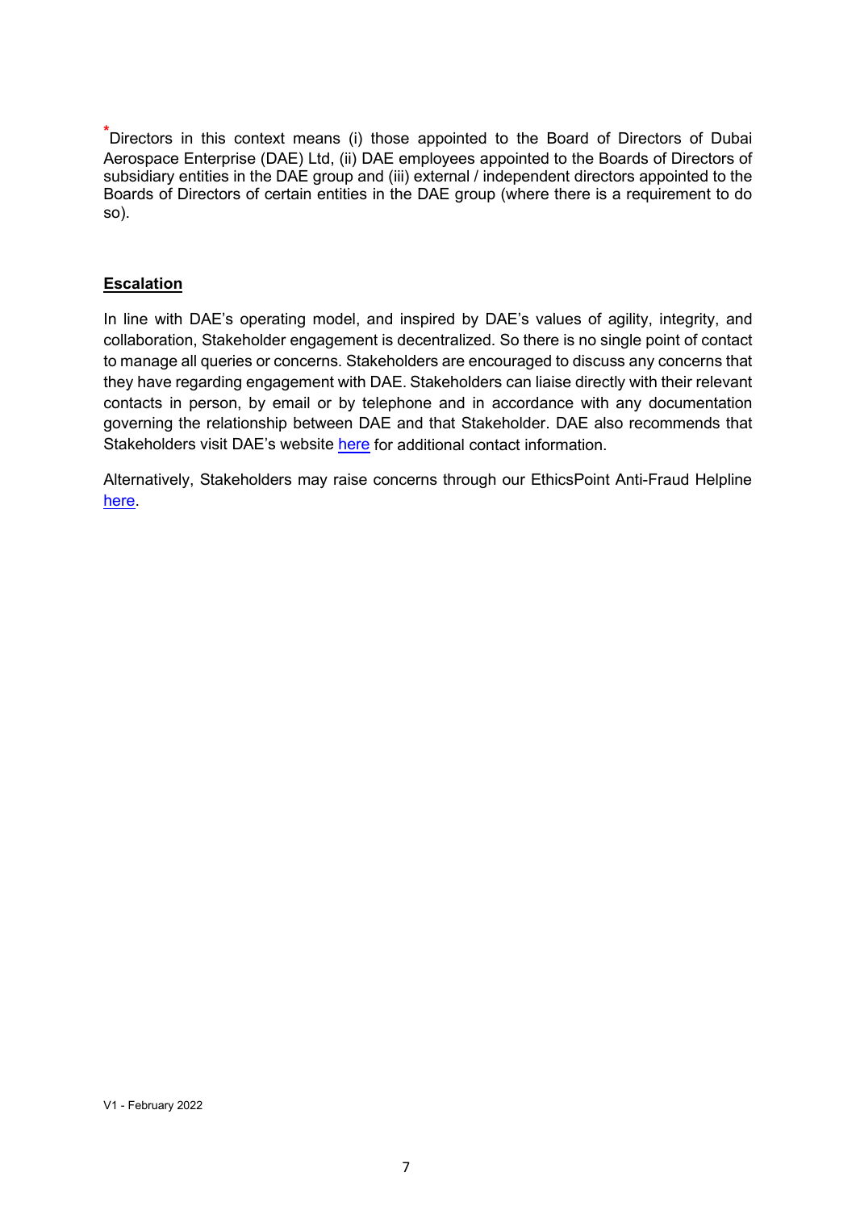*Directors in this context means (i) those appointed to the Board of Directors of Dubai Aerospace Enterprise (DAE) Ltd, (ii) DAE employees appointed to the Boards of Directors of subsidiary entities in the DAE group and (iii) external / independent directors appointed to the Boards of Directors of certain entities in the DAE group (where there is a requirement to do so).

## **Escalation**

In line with DAE's operating model, and inspired by DAE's values of agility, integrity, and collaboration, Stakeholder engagement is decentralized. So there is no single point of contact to manage all queries or concerns. Stakeholders are encouraged to discuss any concerns that they have regarding engagement with DAE. Stakeholders can liaise directly with their relevant contacts in person, by email or by telephone and in accordance with any documentation governing the relationship between DAE and that Stakeholder. DAE also recommends that Stakeholders visit DAE's website here for additional contact information.

Alternatively, Stakeholders may raise concerns through our EthicsPoint Anti-Fraud Helpline here.

V1 - February 2022